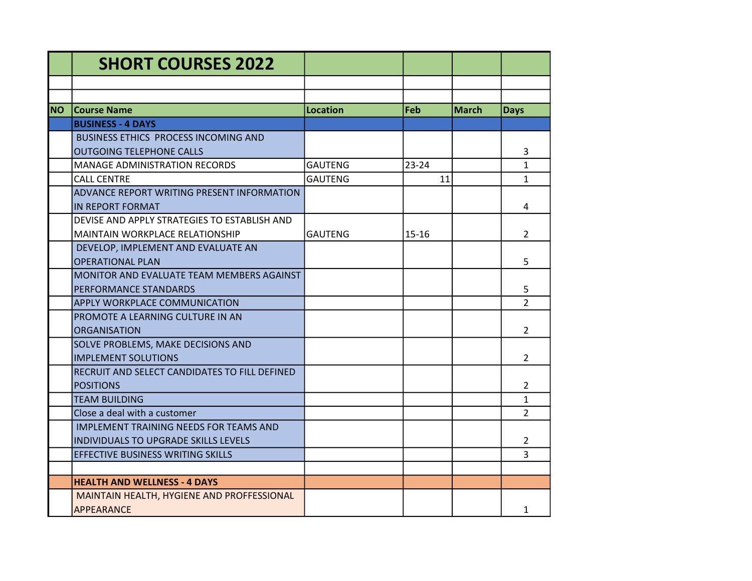| NO | SHORT COURSES 2022 | | | | |
|---|---|---|---|---|---|
| | | | | | |
| | | | | | |
| **NO** | **Course Name** | **Location** | **Feb** | **March** | **Days** |
| | **BUSINESS - 4 DAYS** | | | | |
| | BUSINESS ETHICS PROCESS INCOMING AND OUTGOING TELEPHONE CALLS | | | | 3 |
| | MANAGE ADMINISTRATION RECORDS | GAUTENG | 23-24 | | 1 |
| | CALL CENTRE | GAUTENG | 11 | | 1 |
| | ADVANCE REPORT WRITING PRESENT INFORMATION IN REPORT FORMAT | | | | 4 |
| | DEVISE AND APPLY STRATEGIES TO ESTABLISH AND MAINTAIN WORKPLACE RELATIONSHIP | GAUTENG | 15-16 | | 2 |
| | DEVELOP, IMPLEMENT AND EVALUATE AN OPERATIONAL PLAN | | | | 5 |
| | MONITOR AND EVALUATE TEAM MEMBERS AGAINST PERFORMANCE STANDARDS | | | | 5 |
| | APPLY WORKPLACE COMMUNICATION | | | | 2 |
| | PROMOTE A LEARNING CULTURE IN AN ORGANISATION | | | | 2 |
| | SOLVE PROBLEMS, MAKE DECISIONS AND IMPLEMENT SOLUTIONS | | | | 2 |
| | RECRUIT AND SELECT CANDIDATES TO FILL DEFINED POSITIONS | | | | 2 |
| | TEAM BUILDING | | | | 1 |
| | Close a deal with a customer | | | | 2 |
| | IMPLEMENT TRAINING NEEDS FOR TEAMS AND INDIVIDUALS TO UPGRADE SKILLS LEVELS | | | | 2 |
| | EFFECTIVE BUSINESS WRITING SKILLS | | | | 3 |
| | | | | | |
| | **HEALTH AND WELLNESS - 4 DAYS** | | | | |
| | MAINTAIN HEALTH, HYGIENE AND PROFFESSIONAL APPEARANCE | | | | 1 |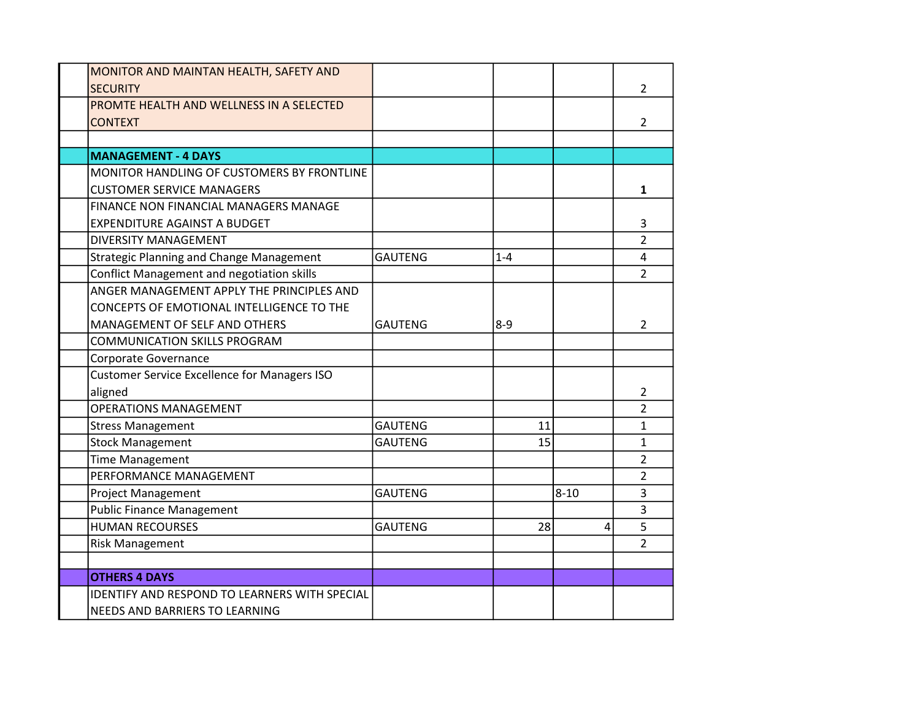| | | | | | |
|---|---|---|---|---|---|
| | MONITOR AND MAINTAN HEALTH, SAFETY AND SECURITY | | | | 2 |
| | PROMTE HEALTH AND WELLNESS IN A SELECTED CONTEXT | | | | 2 |
| | | | | | |
| | **MANAGEMENT - 4 DAYS** | | | | |
| | MONITOR HANDLING OF CUSTOMERS BY FRONTLINE CUSTOMER SERVICE MANAGERS | | | | **1** |
| | FINANCE NON FINANCIAL MANAGERS MANAGE EXPENDITURE AGAINST A BUDGET | | | | 3 |
| | DIVERSITY MANAGEMENT | | | | 2 |
| | Strategic Planning and Change Management | GAUTENG | 1-4 | | 4 |
| | Conflict Management and negotiation skills | | | | 2 |
| | ANGER MANAGEMENT APPLY THE PRINCIPLES AND CONCEPTS OF EMOTIONAL INTELLIGENCE TO THE MANAGEMENT OF SELF AND OTHERS | GAUTENG | 8-9 | | 2 |
| | COMMUNICATION SKILLS PROGRAM | | | | |
| | Corporate Governance | | | | |
| | Customer Service Excellence for Managers ISO aligned | | | | 2 |
| | OPERATIONS MANAGEMENT | | | | 2 |
| | Stress Management | GAUTENG | 11 | | 1 |
| | Stock Management | GAUTENG | 15 | | 1 |
| | Time Management | | | | 2 |
| | PERFORMANCE MANAGEMENT | | | | 2 |
| | Project Management | GAUTENG | | 8-10 | 3 |
| | Public Finance Management | | | | 3 |
| | HUMAN RECOURSES | GAUTENG | 28 | 4 | 5 |
| | Risk Management | | | | 2 |
| | | | | | |
| | **OTHERS 4 DAYS** | | | | |
| | IDENTIFY AND RESPOND TO LEARNERS WITH SPECIAL NEEDS AND BARRIERS TO LEARNING | | | | |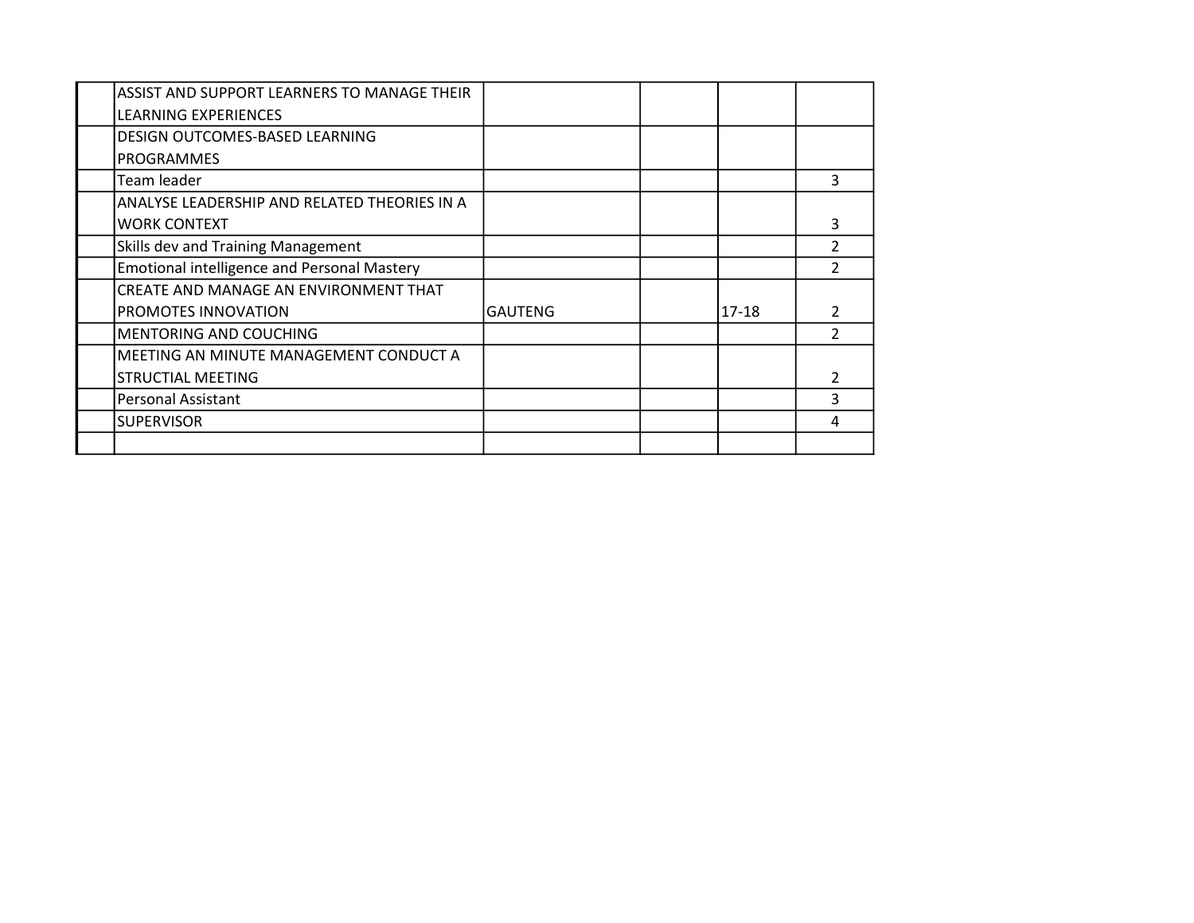| | | | | | |
|---|---|---|---|---|---|
| | ASSIST AND SUPPORT LEARNERS TO MANAGE THEIR LEARNING EXPERIENCES | | | | |
| | DESIGN OUTCOMES-BASED LEARNING PROGRAMMES | | | | |
| | Team leader | | | | 3 |
| | ANALYSE LEADERSHIP AND RELATED THEORIES IN A WORK CONTEXT | | | | 3 |
| | Skills dev and Training Management | | | | 2 |
| | Emotional intelligence and Personal Mastery | | | | 2 |
| | CREATE AND MANAGE AN ENVIRONMENT THAT PROMOTES INNOVATION | GAUTENG | | 17-18 | 2 |
| | MENTORING AND COUCHING | | | | 2 |
| | MEETING AN MINUTE MANAGEMENT CONDUCT A STRUCTIAL MEETING | | | | 2 |
| | Personal Assistant | | | | 3 |
| | SUPERVISOR | | | | 4 |
| | | | | | |